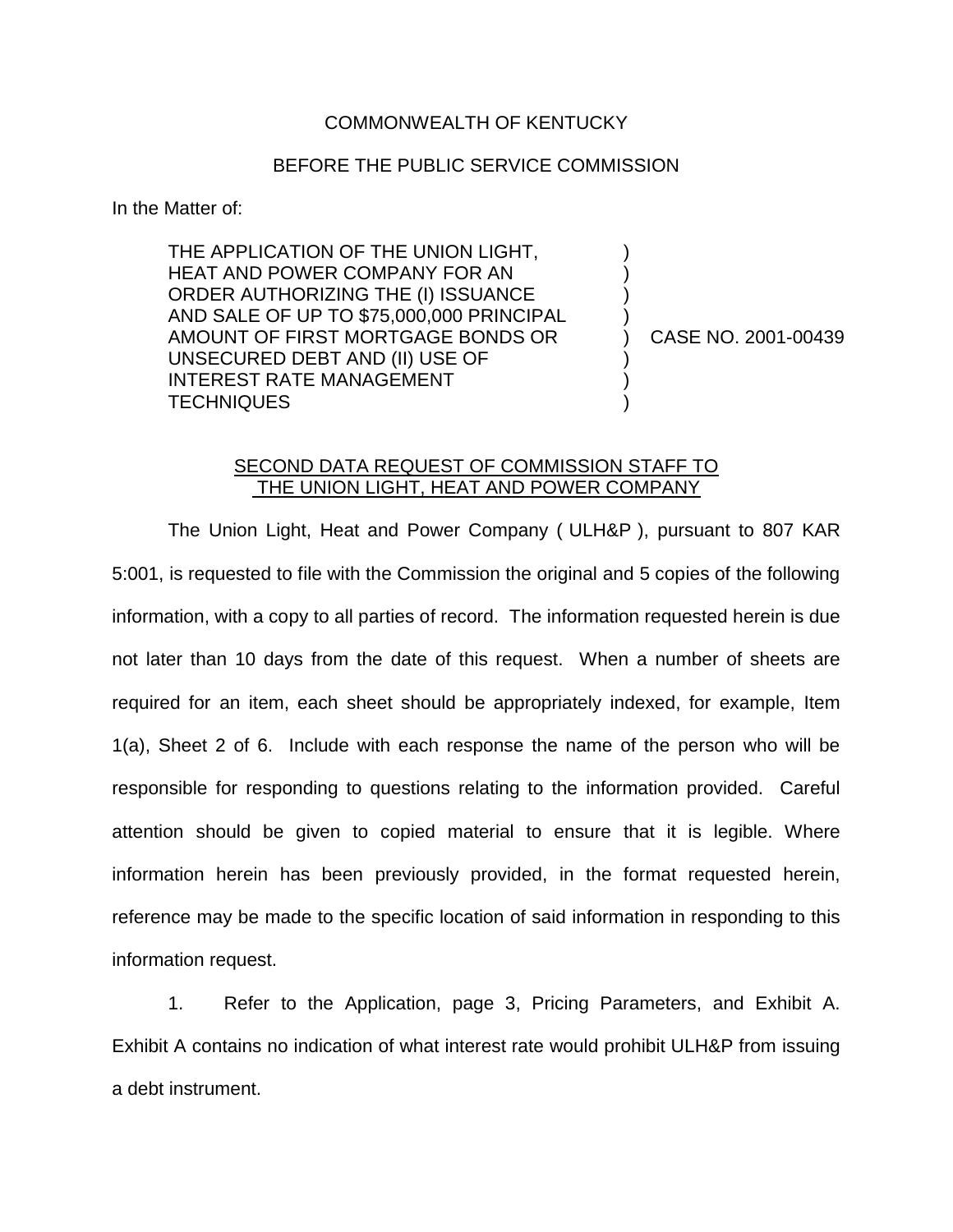COMMONWEALTH OF KENTUCKY

BEFORE THE PUBLIC SERVICE COMMISSION

In the Matter of:

| | | |
|---|---|---|
| THE APPLICATION OF THE UNION LIGHT, HEAT AND POWER COMPANY FOR AN ORDER AUTHORIZING THE (I) ISSUANCE AND SALE OF UP TO $75,000,000 PRINCIPAL AMOUNT OF FIRST MORTGAGE BONDS OR UNSECURED DEBT AND (II) USE OF INTEREST RATE MANAGEMENT TECHNIQUES | ) | CASE NO. 2001-00439 |

<u>SECOND DATA REQUEST OF COMMISSION STAFF TO THE UNION LIGHT, HEAT AND POWER COMPANY</u>

The Union Light, Heat and Power Company ( ULH&P ), pursuant to 807 KAR 5:001, is requested to file with the Commission the original and 5 copies of the following information, with a copy to all parties of record. The information requested herein is due not later than 10 days from the date of this request. When a number of sheets are required for an item, each sheet should be appropriately indexed, for example, Item 1(a), Sheet 2 of 6. Include with each response the name of the person who will be responsible for responding to questions relating to the information provided. Careful attention should be given to copied material to ensure that it is legible. Where information herein has been previously provided, in the format requested herein, reference may be made to the specific location of said information in responding to this information request.

1. Refer to the Application, page 3, Pricing Parameters, and Exhibit A. Exhibit A contains no indication of what interest rate would prohibit ULH&P from issuing a debt instrument.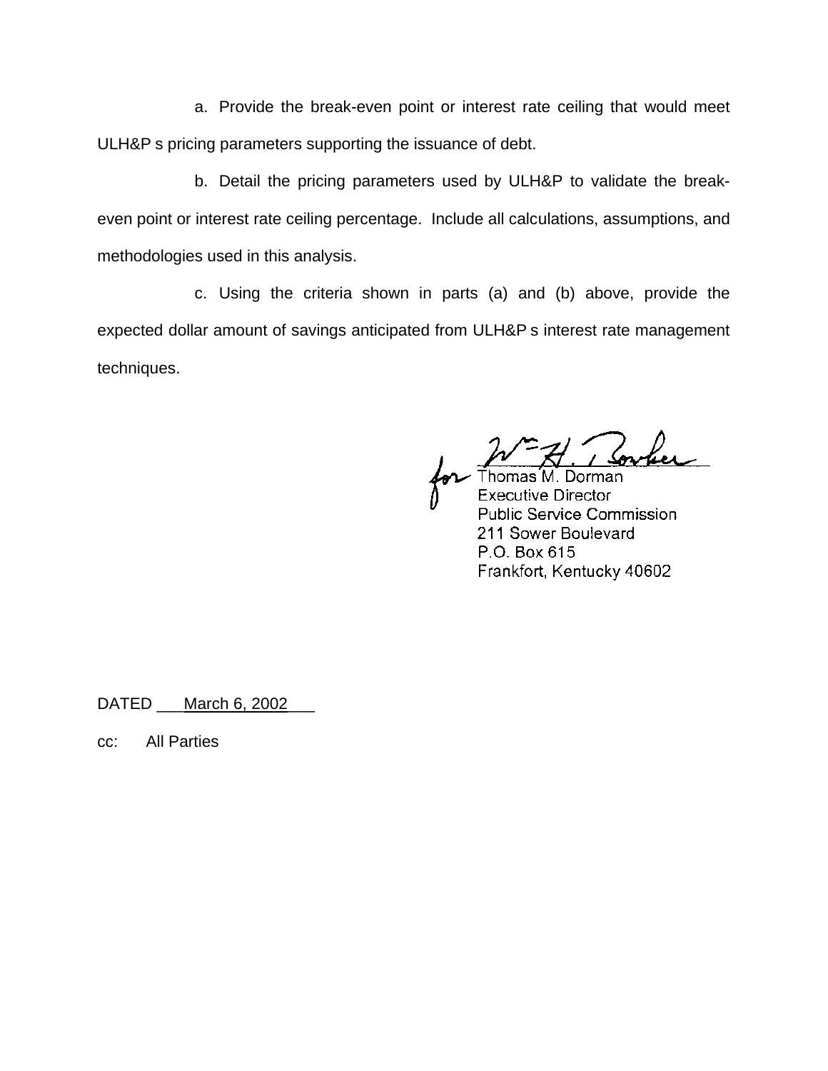a. Provide the break-even point or interest rate ceiling that would meet ULH&P s pricing parameters supporting the issuance of debt.

b. Detail the pricing parameters used by ULH&P to validate the break-even point or interest rate ceiling percentage. Include all calculations, assumptions, and methodologies used in this analysis.

c. Using the criteria shown in parts (a) and (b) above, provide the expected dollar amount of savings anticipated from ULH&P s interest rate management techniques.

for Wm H. Bowker
Thomas M. Dorman
Executive Director
Public Service Commission
211 Sower Boulevard
P.O. Box 615
Frankfort, Kentucky 40602

DATED ___March 6, 2002___

cc: All Parties